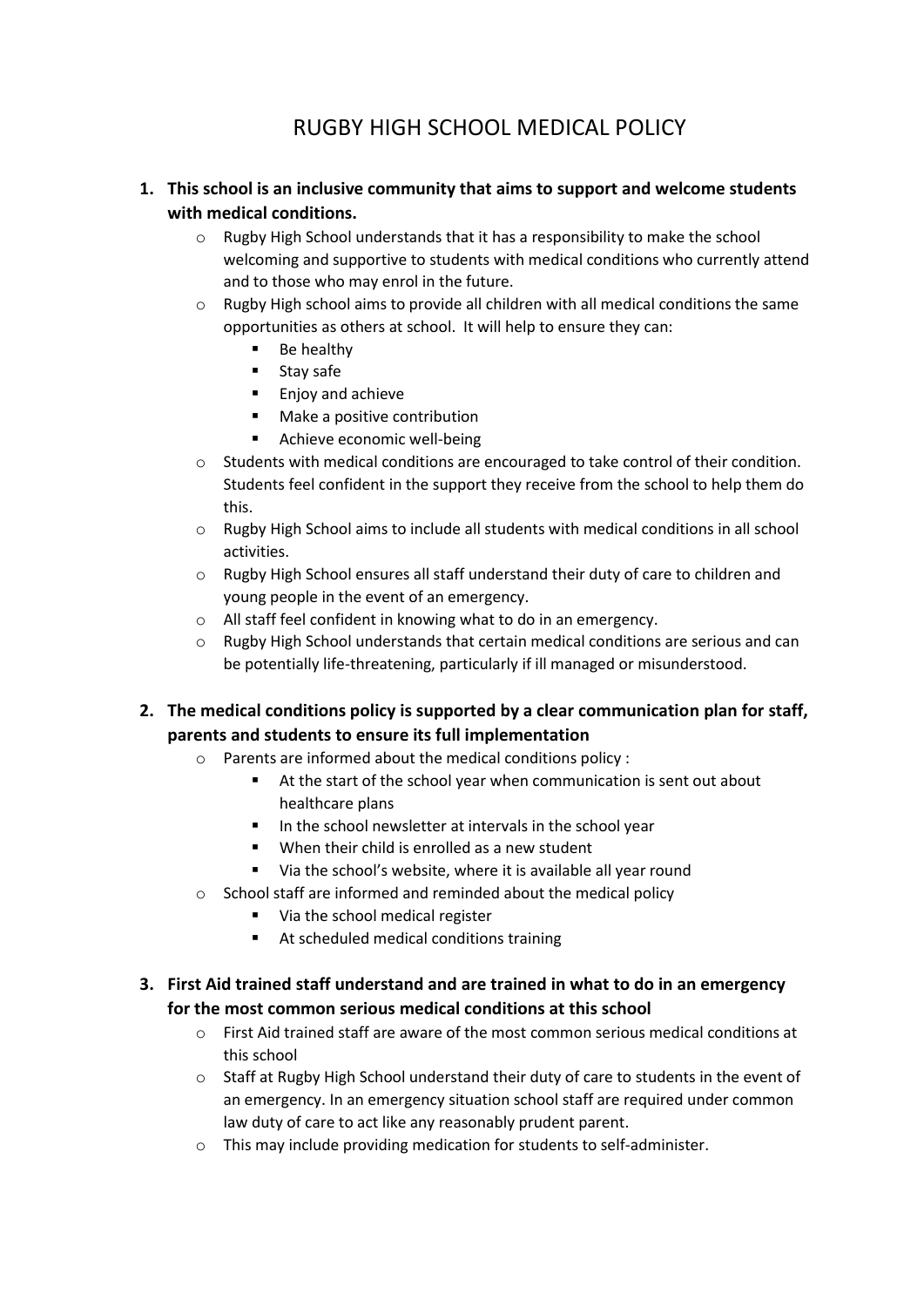# RUGBY HIGH SCHOOL MEDICAL POLICY

1. **This school is an inclusive community that aims to support and welcome students with medical conditions.**
   - Rugby High School understands that it has a responsibility to make the school welcoming and supportive to students with medical conditions who currently attend and to those who may enrol in the future.
   - Rugby High school aims to provide all children with all medical conditions the same opportunities as others at school. It will help to ensure they can:
     - Be healthy
     - Stay safe
     - Enjoy and achieve
     - Make a positive contribution
     - Achieve economic well-being
   - Students with medical conditions are encouraged to take control of their condition. Students feel confident in the support they receive from the school to help them do this.
   - Rugby High School aims to include all students with medical conditions in all school activities.
   - Rugby High School ensures all staff understand their duty of care to children and young people in the event of an emergency.
   - All staff feel confident in knowing what to do in an emergency.
   - Rugby High School understands that certain medical conditions are serious and can be potentially life-threatening, particularly if ill managed or misunderstood.

2. **The medical conditions policy is supported by a clear communication plan for staff, parents and students to ensure its full implementation**
   - Parents are informed about the medical conditions policy :
     - At the start of the school year when communication is sent out about healthcare plans
     - In the school newsletter at intervals in the school year
     - When their child is enrolled as a new student
     - Via the school's website, where it is available all year round
   - School staff are informed and reminded about the medical policy
     - Via the school medical register
     - At scheduled medical conditions training

3. **First Aid trained staff understand and are trained in what to do in an emergency for the most common serious medical conditions at this school**
   - First Aid trained staff are aware of the most common serious medical conditions at this school
   - Staff at Rugby High School understand their duty of care to students in the event of an emergency. In an emergency situation school staff are required under common law duty of care to act like any reasonably prudent parent.
   - This may include providing medication for students to self-administer.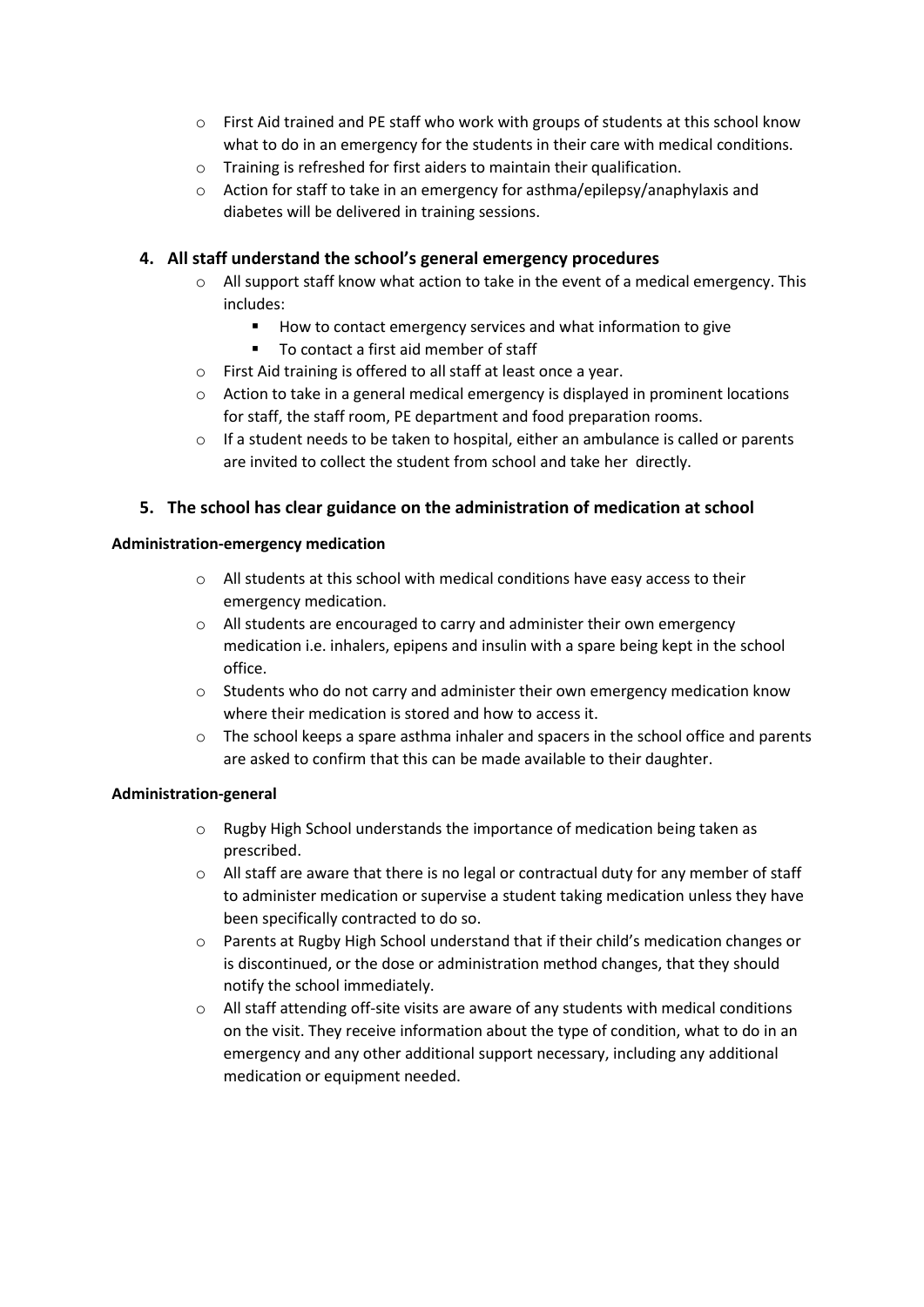- First Aid trained and PE staff who work with groups of students at this school know what to do in an emergency for the students in their care with medical conditions.
- Training is refreshed for first aiders to maintain their qualification.
- Action for staff to take in an emergency for asthma/epilepsy/anaphylaxis and diabetes will be delivered in training sessions.

### 4. All staff understand the school's general emergency procedures

- All support staff know what action to take in the event of a medical emergency. This includes:
  - How to contact emergency services and what information to give
  - To contact a first aid member of staff
- First Aid training is offered to all staff at least once a year.
- Action to take in a general medical emergency is displayed in prominent locations for staff, the staff room, PE department and food preparation rooms.
- If a student needs to be taken to hospital, either an ambulance is called or parents are invited to collect the student from school and take her directly.

### 5. The school has clear guidance on the administration of medication at school

**Administration-emergency medication**

- All students at this school with medical conditions have easy access to their emergency medication.
- All students are encouraged to carry and administer their own emergency medication i.e. inhalers, epipens and insulin with a spare being kept in the school office.
- Students who do not carry and administer their own emergency medication know where their medication is stored and how to access it.
- The school keeps a spare asthma inhaler and spacers in the school office and parents are asked to confirm that this can be made available to their daughter.

**Administration-general**

- Rugby High School understands the importance of medication being taken as prescribed.
- All staff are aware that there is no legal or contractual duty for any member of staff to administer medication or supervise a student taking medication unless they have been specifically contracted to do so.
- Parents at Rugby High School understand that if their child's medication changes or is discontinued, or the dose or administration method changes, that they should notify the school immediately.
- All staff attending off-site visits are aware of any students with medical conditions on the visit. They receive information about the type of condition, what to do in an emergency and any other additional support necessary, including any additional medication or equipment needed.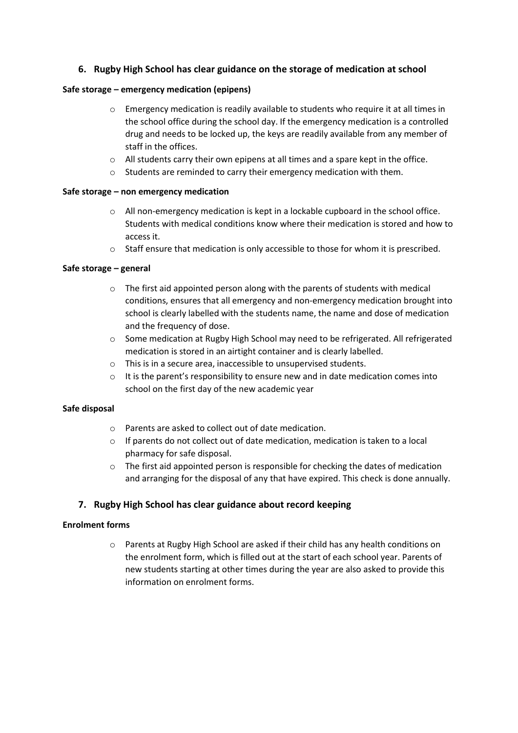## 6. Rugby High School has clear guidance on the storage of medication at school

**Safe storage – emergency medication (epipens)**

- Emergency medication is readily available to students who require it at all times in the school office during the school day. If the emergency medication is a controlled drug and needs to be locked up, the keys are readily available from any member of staff in the offices.
- All students carry their own epipens at all times and a spare kept in the office.
- Students are reminded to carry their emergency medication with them.

**Safe storage – non emergency medication**

- All non-emergency medication is kept in a lockable cupboard in the school office. Students with medical conditions know where their medication is stored and how to access it.
- Staff ensure that medication is only accessible to those for whom it is prescribed.

**Safe storage – general**

- The first aid appointed person along with the parents of students with medical conditions, ensures that all emergency and non-emergency medication brought into school is clearly labelled with the students name, the name and dose of medication and the frequency of dose.
- Some medication at Rugby High School may need to be refrigerated. All refrigerated medication is stored in an airtight container and is clearly labelled.
- This is in a secure area, inaccessible to unsupervised students.
- It is the parent's responsibility to ensure new and in date medication comes into school on the first day of the new academic year

**Safe disposal**

- Parents are asked to collect out of date medication.
- If parents do not collect out of date medication, medication is taken to a local pharmacy for safe disposal.
- The first aid appointed person is responsible for checking the dates of medication and arranging for the disposal of any that have expired. This check is done annually.

## 7. Rugby High School has clear guidance about record keeping

**Enrolment forms**

- Parents at Rugby High School are asked if their child has any health conditions on the enrolment form, which is filled out at the start of each school year. Parents of new students starting at other times during the year are also asked to provide this information on enrolment forms.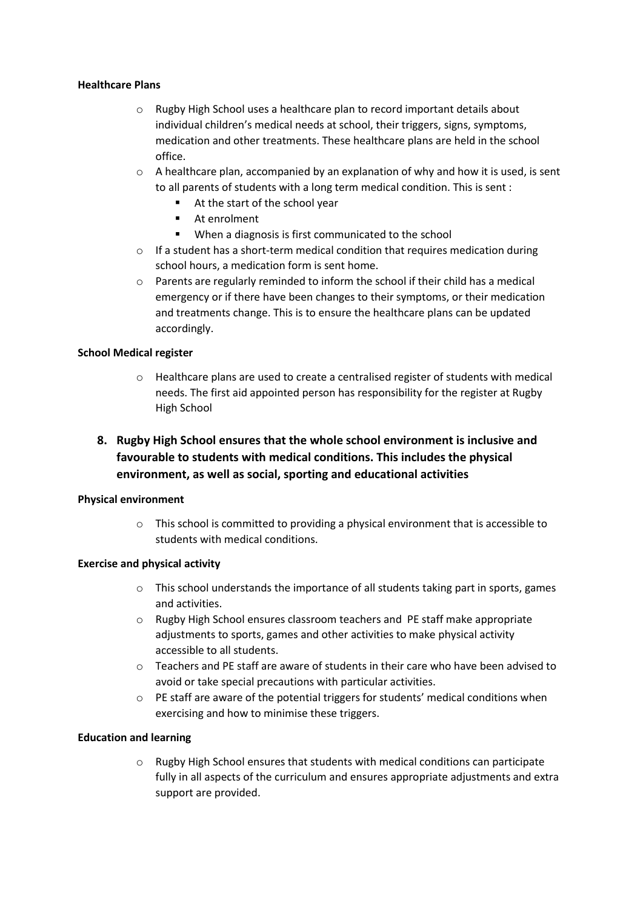**Healthcare Plans**

- Rugby High School uses a healthcare plan to record important details about individual children's medical needs at school, their triggers, signs, symptoms, medication and other treatments. These healthcare plans are held in the school office.
- A healthcare plan, accompanied by an explanation of why and how it is used, is sent to all parents of students with a long term medical condition. This is sent :
  - At the start of the school year
  - At enrolment
  - When a diagnosis is first communicated to the school
- If a student has a short-term medical condition that requires medication during school hours, a medication form is sent home.
- Parents are regularly reminded to inform the school if their child has a medical emergency or if there have been changes to their symptoms, or their medication and treatments change. This is to ensure the healthcare plans can be updated accordingly.

**School Medical register**

- Healthcare plans are used to create a centralised register of students with medical needs. The first aid appointed person has responsibility for the register at Rugby High School

**8. Rugby High School ensures that the whole school environment is inclusive and favourable to students with medical conditions. This includes the physical environment, as well as social, sporting and educational activities**

**Physical environment**

- This school is committed to providing a physical environment that is accessible to students with medical conditions.

**Exercise and physical activity**

- This school understands the importance of all students taking part in sports, games and activities.
- Rugby High School ensures classroom teachers and PE staff make appropriate adjustments to sports, games and other activities to make physical activity accessible to all students.
- Teachers and PE staff are aware of students in their care who have been advised to avoid or take special precautions with particular activities.
- PE staff are aware of the potential triggers for students' medical conditions when exercising and how to minimise these triggers.

**Education and learning**

- Rugby High School ensures that students with medical conditions can participate fully in all aspects of the curriculum and ensures appropriate adjustments and extra support are provided.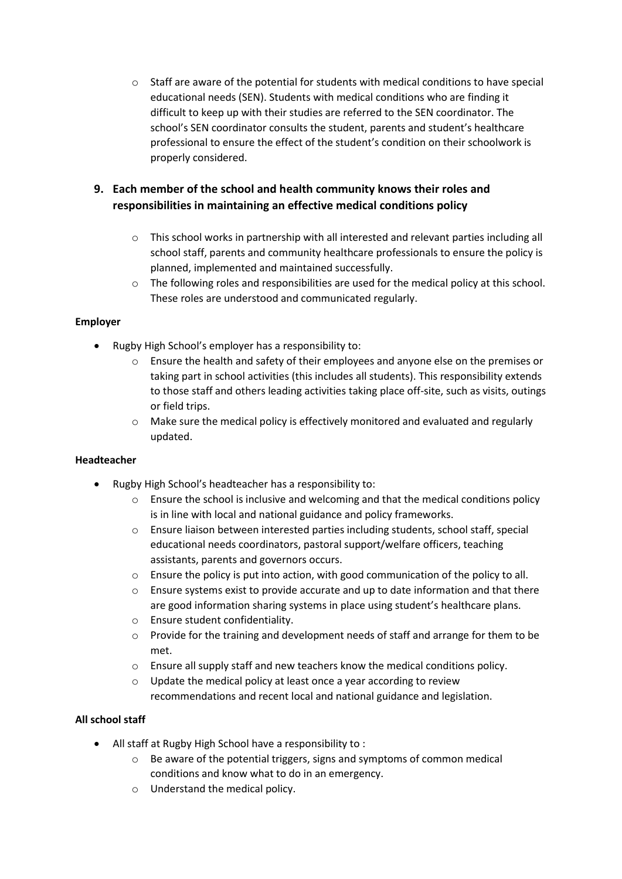- Staff are aware of the potential for students with medical conditions to have special educational needs (SEN). Students with medical conditions who are finding it difficult to keep up with their studies are referred to the SEN coordinator. The school's SEN coordinator consults the student, parents and student's healthcare professional to ensure the effect of the student's condition on their schoolwork is properly considered.

## 9. Each member of the school and health community knows their roles and responsibilities in maintaining an effective medical conditions policy

- This school works in partnership with all interested and relevant parties including all school staff, parents and community healthcare professionals to ensure the policy is planned, implemented and maintained successfully.
- The following roles and responsibilities are used for the medical policy at this school. These roles are understood and communicated regularly.

**Employer**

- Rugby High School's employer has a responsibility to:
  - Ensure the health and safety of their employees and anyone else on the premises or taking part in school activities (this includes all students). This responsibility extends to those staff and others leading activities taking place off-site, such as visits, outings or field trips.
  - Make sure the medical policy is effectively monitored and evaluated and regularly updated.

**Headteacher**

- Rugby High School's headteacher has a responsibility to:
  - Ensure the school is inclusive and welcoming and that the medical conditions policy is in line with local and national guidance and policy frameworks.
  - Ensure liaison between interested parties including students, school staff, special educational needs coordinators, pastoral support/welfare officers, teaching assistants, parents and governors occurs.
  - Ensure the policy is put into action, with good communication of the policy to all.
  - Ensure systems exist to provide accurate and up to date information and that there are good information sharing systems in place using student's healthcare plans.
  - Ensure student confidentiality.
  - Provide for the training and development needs of staff and arrange for them to be met.
  - Ensure all supply staff and new teachers know the medical conditions policy.
  - Update the medical policy at least once a year according to review recommendations and recent local and national guidance and legislation.

**All school staff**

- All staff at Rugby High School have a responsibility to :
  - Be aware of the potential triggers, signs and symptoms of common medical conditions and know what to do in an emergency.
  - Understand the medical policy.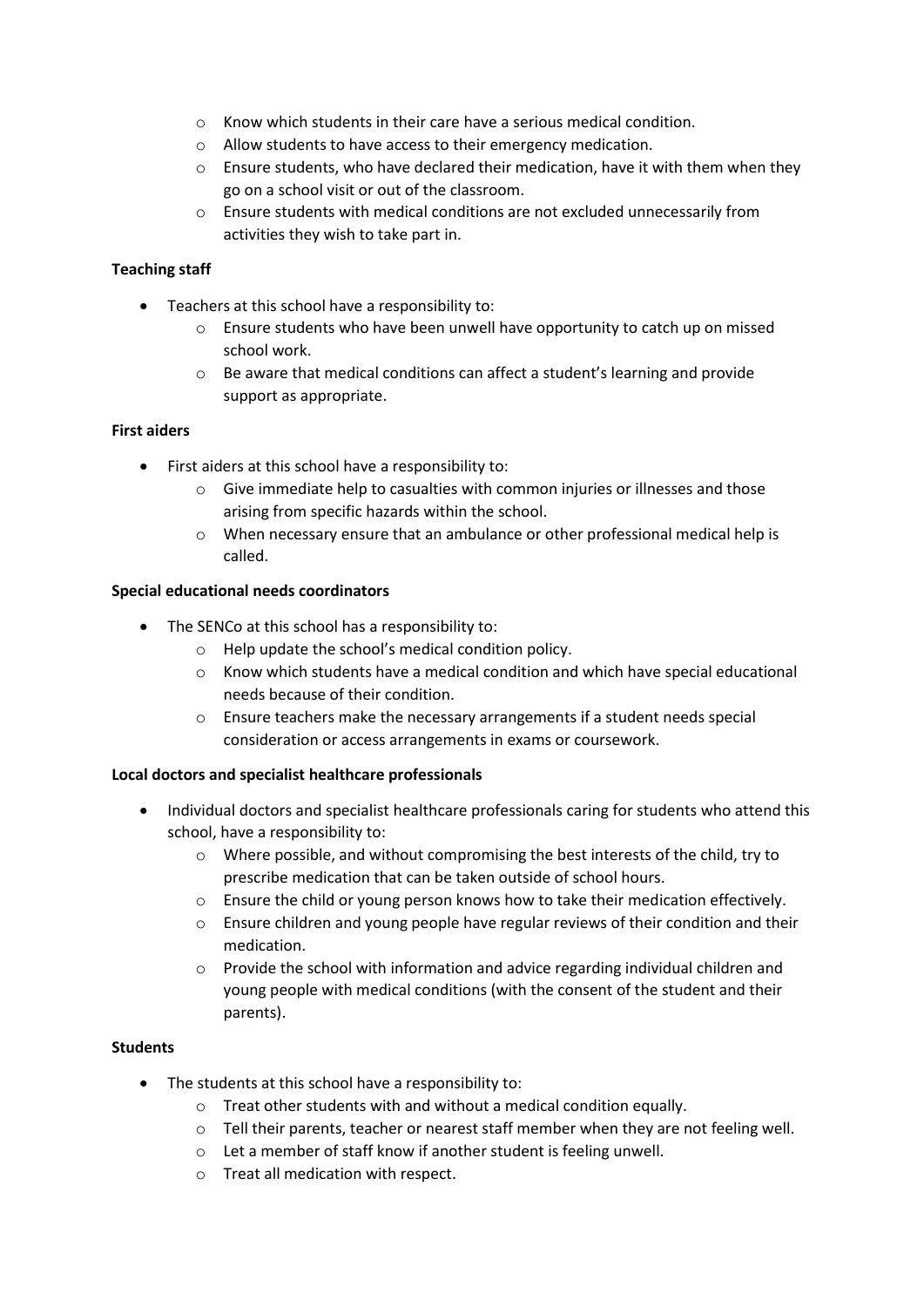- Know which students in their care have a serious medical condition.
  - Allow students to have access to their emergency medication.
  - Ensure students, who have declared their medication, have it with them when they go on a school visit or out of the classroom.
  - Ensure students with medical conditions are not excluded unnecessarily from activities they wish to take part in.

**Teaching staff**

- Teachers at this school have a responsibility to:
  - Ensure students who have been unwell have opportunity to catch up on missed school work.
  - Be aware that medical conditions can affect a student's learning and provide support as appropriate.

**First aiders**

- First aiders at this school have a responsibility to:
  - Give immediate help to casualties with common injuries or illnesses and those arising from specific hazards within the school.
  - When necessary ensure that an ambulance or other professional medical help is called.

**Special educational needs coordinators**

- The SENCo at this school has a responsibility to:
  - Help update the school's medical condition policy.
  - Know which students have a medical condition and which have special educational needs because of their condition.
  - Ensure teachers make the necessary arrangements if a student needs special consideration or access arrangements in exams or coursework.

**Local doctors and specialist healthcare professionals**

- Individual doctors and specialist healthcare professionals caring for students who attend this school, have a responsibility to:
  - Where possible, and without compromising the best interests of the child, try to prescribe medication that can be taken outside of school hours.
  - Ensure the child or young person knows how to take their medication effectively.
  - Ensure children and young people have regular reviews of their condition and their medication.
  - Provide the school with information and advice regarding individual children and young people with medical conditions (with the consent of the student and their parents).

**Students**

- The students at this school have a responsibility to:
  - Treat other students with and without a medical condition equally.
  - Tell their parents, teacher or nearest staff member when they are not feeling well.
  - Let a member of staff know if another student is feeling unwell.
  - Treat all medication with respect.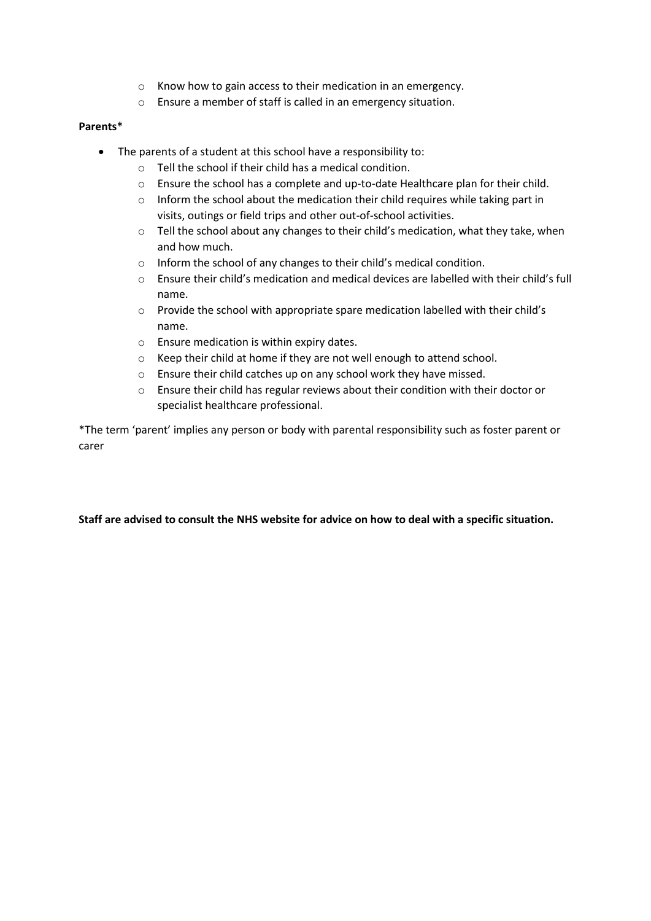- Know how to gain access to their medication in an emergency.
  - Ensure a member of staff is called in an emergency situation.

**Parents***

- The parents of a student at this school have a responsibility to:
  - Tell the school if their child has a medical condition.
  - Ensure the school has a complete and up-to-date Healthcare plan for their child.
  - Inform the school about the medication their child requires while taking part in visits, outings or field trips and other out-of-school activities.
  - Tell the school about any changes to their child's medication, what they take, when and how much.
  - Inform the school of any changes to their child's medical condition.
  - Ensure their child's medication and medical devices are labelled with their child's full name.
  - Provide the school with appropriate spare medication labelled with their child's name.
  - Ensure medication is within expiry dates.
  - Keep their child at home if they are not well enough to attend school.
  - Ensure their child catches up on any school work they have missed.
  - Ensure their child has regular reviews about their condition with their doctor or specialist healthcare professional.

*The term 'parent' implies any person or body with parental responsibility such as foster parent or carer

**Staff are advised to consult the NHS website for advice on how to deal with a specific situation.**